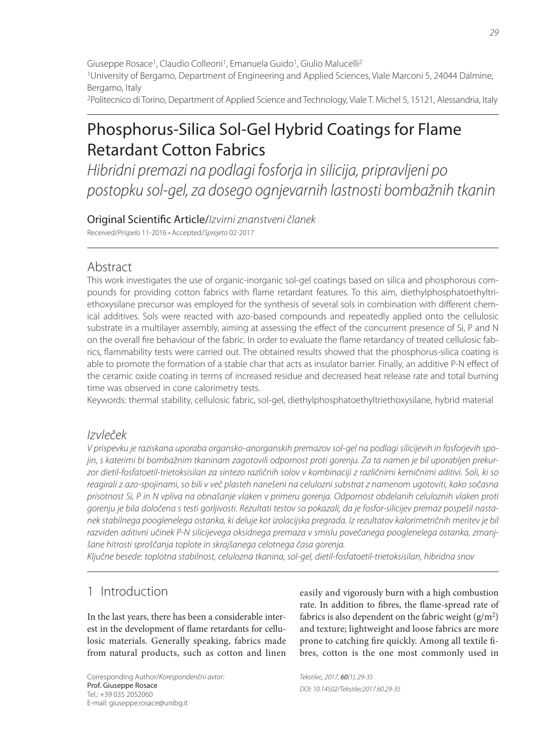Giuseppe Rosace[1], Claudio Colleoni[1], Emanuela Guido[1], Giulio Malucelli[2]

[1]University of Bergamo, Department of Engineering and Applied Sciences, Viale Marconi 5, 24044 Dalmine, Bergamo, Italy

[2]Politecnico di Torino, Department of Applied Science and Technology, Viale T. Michel 5, 15121, Alessandria, Italy

# Phosphorus-Silica Sol-Gel Hybrid Coatings for Flame Retardant Cotton Fabrics

*Hibridni premazi na podlagi fosforja in silicija, pripravljeni po postopku sol-gel, za dosego ognjevarnih lastnosti bombažnih tkanin*

Original Scientific Article/*Izvirni znanstveni članek*

Received/*Prispelo* 11-2016 • Accepted/*Sprejeto* 02-2017

## Abstract

This work investigates the use of organic-inorganic sol-gel coatings based on silica and phosphorous compounds for providing cotton fabrics with flame retardant features. To this aim, diethylphosphatoethyltriethoxysilane precursor was employed for the synthesis of several sols in combination with different chemical additives. Sols were reacted with azo-based compounds and repeatedly applied onto the cellulosic substrate in a multilayer assembly, aiming at assessing the effect of the concurrent presence of Si, P and N on the overall fire behaviour of the fabric. In order to evaluate the flame retardancy of treated cellulosic fabrics, flammability tests were carried out. The obtained results showed that the phosphorus-silica coating is able to promote the formation of a stable char that acts as insulator barrier. Finally, an additive P-N effect of the ceramic oxide coating in terms of increased residue and decreased heat release rate and total burning time was observed in cone calorimetry tests.

Keywords: thermal stability, cellulosic fabric, sol-gel, diethylphosphatoethyltriethoxysilane, hybrid material

## *Izvleček*

*V prispevku je raziskana uporaba organsko-anorganskih premazov sol-gel na podlagi silicijevih in fosforjevih spojin, s katerimi bi bombažnim tkaninam zagotovili odpornost proti gorenju. Za ta namen je bil uporabljen prekurzor dietil-fosfatoetil-trietoksisilan za sintezo različnih solov v kombinaciji z različnimi kemičnimi aditivi. Soli, ki so reagirali z azo-spojinami, so bili v več plasteh nanešeni na celulozni substrat z namenom ugotoviti, kako sočasna prisotnost Si, P in N vpliva na obnašanje vlaken v primeru gorenja. Odpornost obdelanih celuloznih vlaken proti gorenju je bila določena s testi gorljivosti. Rezultati testov so pokazali, da je fosfor-silicijev premaz pospešil nastanek stabilnega pooglenelega ostanka, ki deluje kot izolacijska pregrada. Iz rezultatov kalorimetričnih meritev je bil razviden aditivni učinek P-N silicijevega oksidnega premaza v smislu povečanega pooglenelega ostanka, zmanjšane hitrosti sproščanja toplote in skrajšanega celotnega časa gorenja.*

*Ključne besede: toplotna stabilnost, celulozna tkanina, sol-gel, dietil-fosfatoetil-trietoksisilan, hibridna snov*

## 1 Introduction

In the last years, there has been a considerable interest in the development of flame retardants for cellulosic materials. Generally speaking, fabrics made from natural products, such as cotton and linen easily and vigorously burn with a high combustion rate. In addition to fibres, the flame-spread rate of fabrics is also dependent on the fabric weight (g/m$^2$) and texture; lightweight and loose fabrics are more prone to catching fire quickly. Among all textile fibres, cotton is the one most commonly used in

Corresponding Author/*Korespondenčni avtor:*
Prof. Giuseppe Rosace
Tel.: +39 035 2052060
E-mail: giuseppe.rosace@unibg.it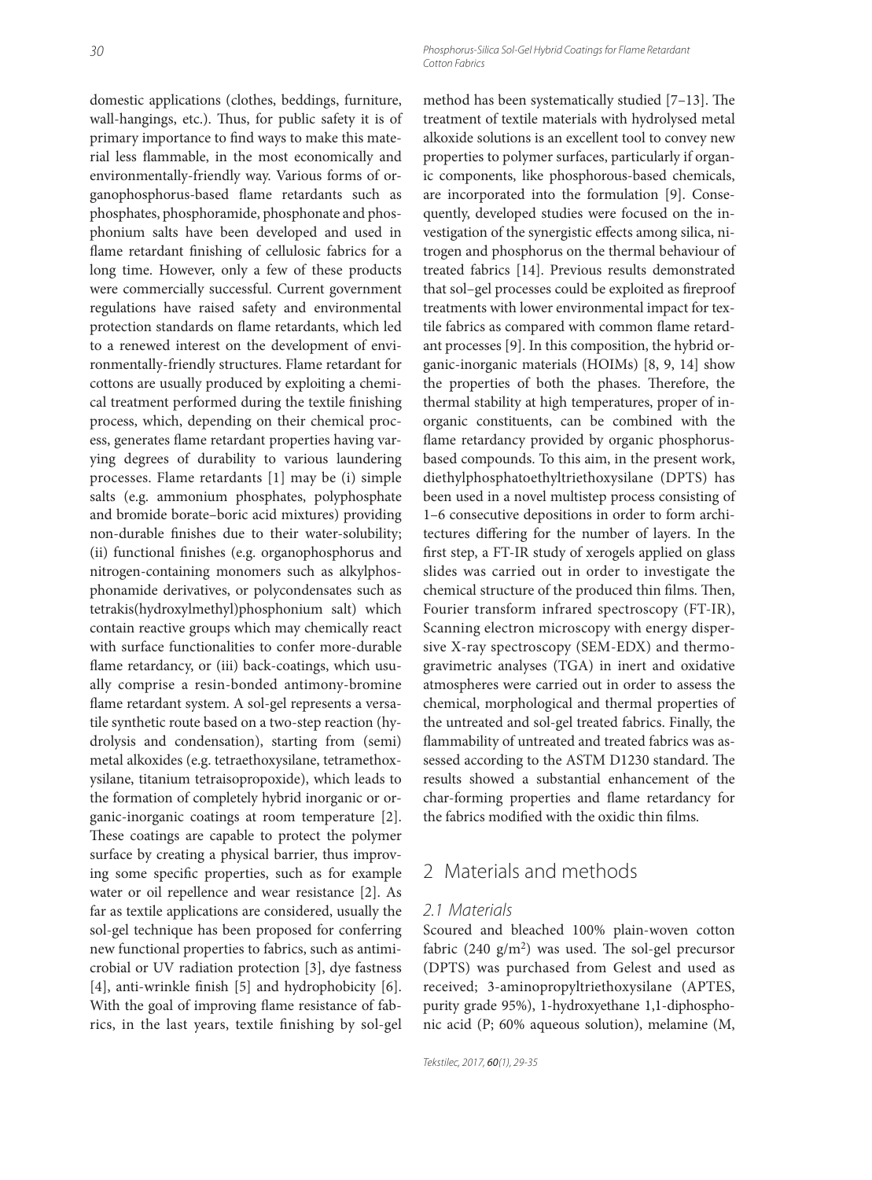domestic applications (clothes, beddings, furniture, wall-hangings, etc.). Thus, for public safety it is of primary importance to find ways to make this material less flammable, in the most economically and environmentally-friendly way. Various forms of organophosphorus-based flame retardants such as phosphates, phosphoramide, phosphonate and phosphonium salts have been developed and used in flame retardant finishing of cellulosic fabrics for a long time. However, only a few of these products were commercially successful. Current government regulations have raised safety and environmental protection standards on flame retardants, which led to a renewed interest on the development of environmentally-friendly structures. Flame retardant for cottons are usually produced by exploiting a chemical treatment performed during the textile finishing process, which, depending on their chemical process, generates flame retardant properties having varying degrees of durability to various laundering processes. Flame retardants [1] may be (i) simple salts (e.g. ammonium phosphates, polyphosphate and bromide borate–boric acid mixtures) providing non-durable finishes due to their water-solubility; (ii) functional finishes (e.g. organophosphorus and nitrogen-containing monomers such as alkylphosphonamide derivatives, or polycondensates such as tetrakis(hydroxylmethyl)phosphonium salt) which contain reactive groups which may chemically react with surface functionalities to confer more-durable flame retardancy, or (iii) back-coatings, which usually comprise a resin-bonded antimony-bromine flame retardant system. A sol-gel represents a versatile synthetic route based on a two-step reaction (hydrolysis and condensation), starting from (semi) metal alkoxides (e.g. tetraethoxysilane, tetramethoxysilane, titanium tetraisopropoxide), which leads to the formation of completely hybrid inorganic or organic-inorganic coatings at room temperature [2]. These coatings are capable to protect the polymer surface by creating a physical barrier, thus improving some specific properties, such as for example water or oil repellence and wear resistance [2]. As far as textile applications are considered, usually the sol-gel technique has been proposed for conferring new functional properties to fabrics, such as antimicrobial or UV radiation protection [3], dye fastness [4], anti-wrinkle finish [5] and hydrophobicity [6]. With the goal of improving flame resistance of fabrics, in the last years, textile finishing by sol-gel method has been systematically studied [7–13]. The treatment of textile materials with hydrolysed metal alkoxide solutions is an excellent tool to convey new properties to polymer surfaces, particularly if organic components, like phosphorous-based chemicals, are incorporated into the formulation [9]. Consequently, developed studies were focused on the investigation of the synergistic effects among silica, nitrogen and phosphorus on the thermal behaviour of treated fabrics [14]. Previous results demonstrated that sol–gel processes could be exploited as fireproof treatments with lower environmental impact for textile fabrics as compared with common flame retardant processes [9]. In this composition, the hybrid organic-inorganic materials (HOIMs) [8, 9, 14] show the properties of both the phases. Therefore, the thermal stability at high temperatures, proper of inorganic constituents, can be combined with the flame retardancy provided by organic phosphorus-based compounds. To this aim, in the present work, diethylphosphatoethyltriethoxysilane (DPTS) has been used in a novel multistep process consisting of 1–6 consecutive depositions in order to form architectures differing for the number of layers. In the first step, a FT-IR study of xerogels applied on glass slides was carried out in order to investigate the chemical structure of the produced thin films. Then, Fourier transform infrared spectroscopy (FT-IR), Scanning electron microscopy with energy dispersive X-ray spectroscopy (SEM-EDX) and thermogravimetric analyses (TGA) in inert and oxidative atmospheres were carried out in order to assess the chemical, morphological and thermal properties of the untreated and sol-gel treated fabrics. Finally, the flammability of untreated and treated fabrics was assessed according to the ASTM D1230 standard. The results showed a substantial enhancement of the char-forming properties and flame retardancy for the fabrics modified with the oxidic thin films.

## 2 Materials and methods

### 2.1 Materials

Scoured and bleached 100% plain-woven cotton fabric (240 $g/m^2$) was used. The sol-gel precursor (DPTS) was purchased from Gelest and used as received; 3-aminopropyltriethoxysilane (APTES, purity grade 95%), 1-hydroxyethane 1,1-diphosphonic acid (P; 60% aqueous solution), melamine (M,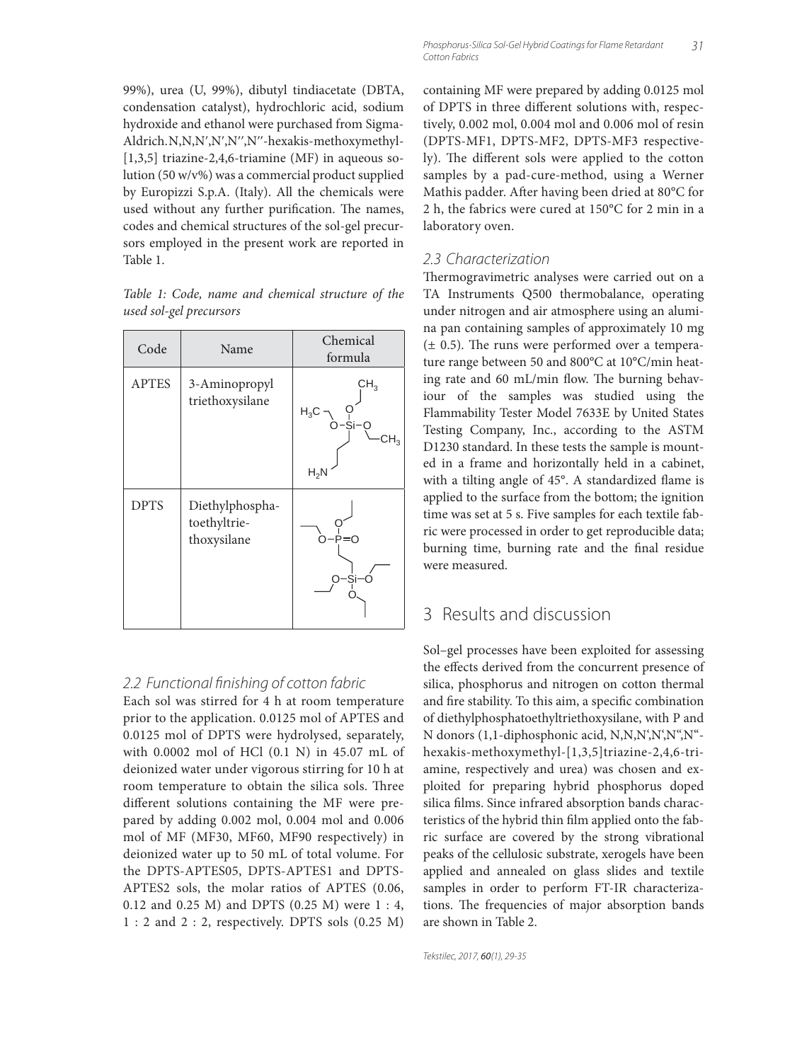99%), urea (U, 99%), dibutyl tindiacetate (DBTA, condensation catalyst), hydrochloric acid, sodium hydroxide and ethanol were purchased from Sigma-Aldrich.N,N,N′,N′,N′′,N′′-hexakis-methoxymethyl-[1,3,5] triazine-2,4,6-triamine (MF) in aqueous solution (50 w/v%) was a commercial product supplied by Europizzi S.p.A. (Italy). All the chemicals were used without any further purification. The names, codes and chemical structures of the sol-gel precursors employed in the present work are reported in Table 1.

*Table 1: Code, name and chemical structure of the used sol-gel precursors*

| Code | Name | Chemical formula |
|---|---|---|
| APTES | 3-Aminopropyl triethoxysilane | |
| DPTS | Diethylphosphatoethyltriethoxysilane | |

### 2.2 Functional finishing of cotton fabric

Each sol was stirred for 4 h at room temperature prior to the application. 0.0125 mol of APTES and 0.0125 mol of DPTS were hydrolysed, separately, with 0.0002 mol of HCl (0.1 N) in 45.07 mL of deionized water under vigorous stirring for 10 h at room temperature to obtain the silica sols. Three different solutions containing the MF were prepared by adding 0.002 mol, 0.004 mol and 0.006 mol of MF (MF30, MF60, MF90 respectively) in deionized water up to 50 mL of total volume. For the DPTS-APTES05, DPTS-APTES1 and DPTS-APTES2 sols, the molar ratios of APTES (0.06, 0.12 and 0.25 M) and DPTS (0.25 M) were 1 : 4, 1 : 2 and 2 : 2, respectively. DPTS sols (0.25 M) containing MF were prepared by adding 0.0125 mol of DPTS in three different solutions with, respectively, 0.002 mol, 0.004 mol and 0.006 mol of resin (DPTS-MF1, DPTS-MF2, DPTS-MF3 respectively). The different sols were applied to the cotton samples by a pad-cure-method, using a Werner Mathis padder. After having been dried at 80°C for 2 h, the fabrics were cured at 150°C for 2 min in a laboratory oven.

### 2.3 Characterization

Thermogravimetric analyses were carried out on a TA Instruments Q500 thermobalance, operating under nitrogen and air atmosphere using an alumina pan containing samples of approximately 10 mg (± 0.5). The runs were performed over a temperature range between 50 and 800°C at 10°C/min heating rate and 60 mL/min flow. The burning behaviour of the samples was studied using the Flammability Tester Model 7633E by United States Testing Company, Inc., according to the ASTM D1230 standard. In these tests the sample is mounted in a frame and horizontally held in a cabinet, with a tilting angle of 45°. A standardized flame is applied to the surface from the bottom; the ignition time was set at 5 s. Five samples for each textile fabric were processed in order to get reproducible data; burning time, burning rate and the final residue were measured.

## 3 Results and discussion

Sol–gel processes have been exploited for assessing the effects derived from the concurrent presence of silica, phosphorus and nitrogen on cotton thermal and fire stability. To this aim, a specific combination of diethylphosphatoethyltriethoxysilane, with P and N donors (1,1-diphosphonic acid, N,N,N‘,N‘,N“,N“-hexakis-methoxymethyl-[1,3,5]triazine-2,4,6-triamine, respectively and urea) was chosen and exploited for preparing hybrid phosphorus doped silica films. Since infrared absorption bands characteristics of the hybrid thin film applied onto the fabric surface are covered by the strong vibrational peaks of the cellulosic substrate, xerogels have been applied and annealed on glass slides and textile samples in order to perform FT-IR characterizations. The frequencies of major absorption bands are shown in Table 2.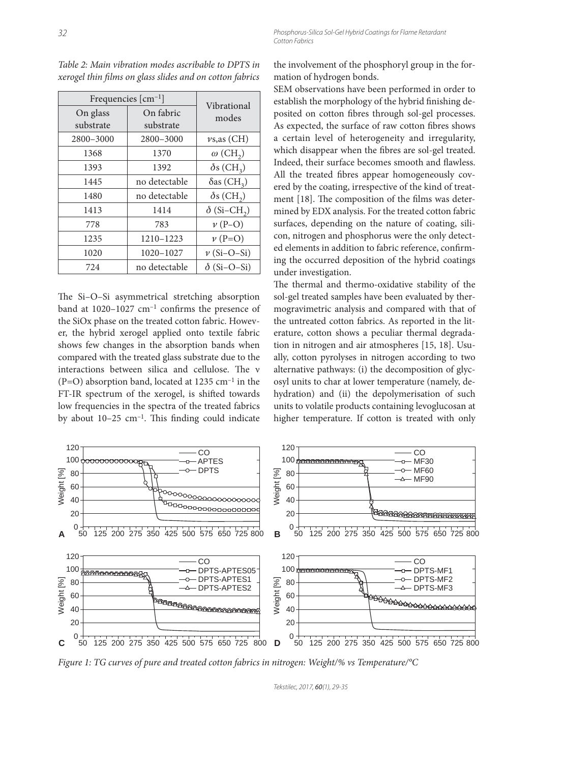*Table 2: Main vibration modes ascribable to DPTS in xerogel thin films on glass slides and on cotton fabrics*

| Frequencies [cm$^{-1}$] | | Vibrational modes |
|---|---|---|
| On glass substrate | On fabric substrate | |
| 2800–3000 | 2800–3000 | $\nu$s,as (CH) |
| 1368 | 1370 | $\omega$ (CH$_2$) |
| 1393 | 1392 | $\delta$s (CH$_3$) |
| 1445 | no detectable | $\delta$as (CH$_3$) |
| 1480 | no detectable | $\delta$s (CH$_2$) |
| 1413 | 1414 | $\delta$ (Si–CH$_2$) |
| 778 | 783 | $\nu$ (P–O) |
| 1235 | 1210–1223 | $\nu$ (P=O) |
| 1020 | 1020–1027 | $\nu$ (Si–O–Si) |
| 724 | no detectable | $\delta$ (Si–O–Si) |

The Si–O–Si asymmetrical stretching absorption band at 1020–1027 cm$^{-1}$ confirms the presence of the SiOx phase on the treated cotton fabric. However, the hybrid xerogel applied onto textile fabric shows few changes in the absorption bands when compared with the treated glass substrate due to the interactions between silica and cellulose. The ν (P=O) absorption band, located at 1235 cm$^{-1}$ in the FT-IR spectrum of the xerogel, is shifted towards low frequencies in the spectra of the treated fabrics by about 10–25 cm$^{-1}$. This finding could indicate the involvement of the phosphoryl group in the formation of hydrogen bonds.

SEM observations have been performed in order to establish the morphology of the hybrid finishing deposited on cotton fibres through sol-gel processes. As expected, the surface of raw cotton fibres shows a certain level of heterogeneity and irregularity, which disappear when the fibres are sol-gel treated. Indeed, their surface becomes smooth and flawless. All the treated fibres appear homogeneously covered by the coating, irrespective of the kind of treatment [18]. The composition of the films was determined by EDX analysis. For the treated cotton fabric surfaces, depending on the nature of coating, silicon, nitrogen and phosphorus were the only detected elements in addition to fabric reference, confirming the occurred deposition of the hybrid coatings under investigation.

The thermal and thermo-oxidative stability of the sol-gel treated samples have been evaluated by thermogravimetric analysis and compared with that of the untreated cotton fabrics. As reported in the literature, cotton shows a peculiar thermal degradation in nitrogen and air atmospheres [15, 18]. Usually, cotton pyrolyses in nitrogen according to two alternative pathways: (i) the decomposition of glycosyl units to char at lower temperature (namely, dehydration) and (ii) the depolymerisation of such units to volatile products containing levoglucosan at higher temperature. If cotton is treated with only

*Figure 1: TG curves of pure and treated cotton fabrics in nitrogen: Weight/% vs Temperature/°C*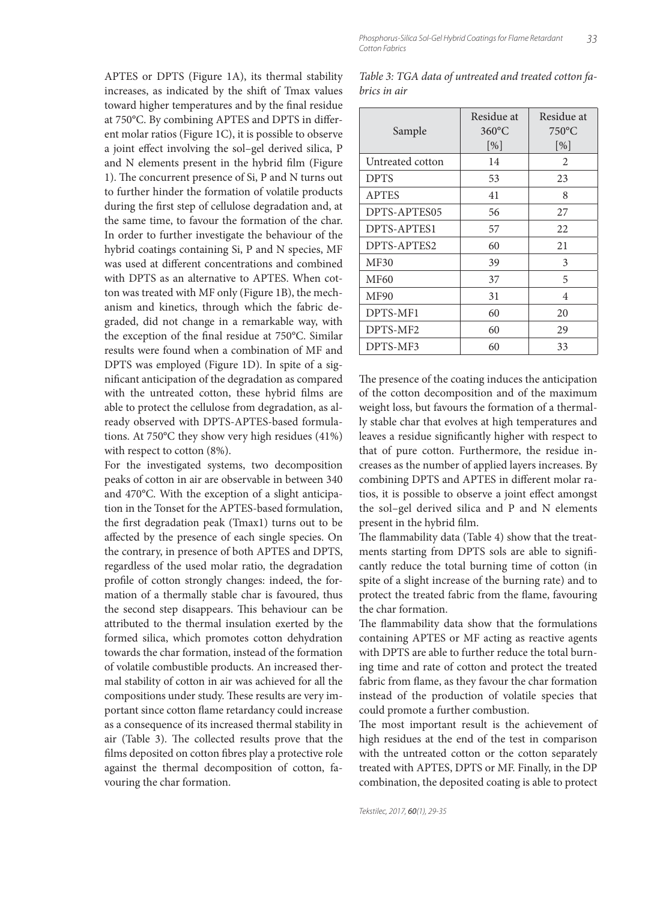APTES or DPTS (Figure 1A), its thermal stability increases, as indicated by the shift of Tmax values toward higher temperatures and by the final residue at 750°C. By combining APTES and DPTS in different molar ratios (Figure 1C), it is possible to observe a joint effect involving the sol–gel derived silica, P and N elements present in the hybrid film (Figure 1). The concurrent presence of Si, P and N turns out to further hinder the formation of volatile products during the first step of cellulose degradation and, at the same time, to favour the formation of the char. In order to further investigate the behaviour of the hybrid coatings containing Si, P and N species, MF was used at different concentrations and combined with DPTS as an alternative to APTES. When cotton was treated with MF only (Figure 1B), the mechanism and kinetics, through which the fabric degraded, did not change in a remarkable way, with the exception of the final residue at 750°C. Similar results were found when a combination of MF and DPTS was employed (Figure 1D). In spite of a significant anticipation of the degradation as compared with the untreated cotton, these hybrid films are able to protect the cellulose from degradation, as already observed with DPTS-APTES-based formulations. At 750°C they show very high residues (41%) with respect to cotton (8%).

For the investigated systems, two decomposition peaks of cotton in air are observable in between 340 and 470°C. With the exception of a slight anticipation in the Tonset for the APTES-based formulation, the first degradation peak (Tmax1) turns out to be affected by the presence of each single species. On the contrary, in presence of both APTES and DPTS, regardless of the used molar ratio, the degradation profile of cotton strongly changes: indeed, the formation of a thermally stable char is favoured, thus the second step disappears. This behaviour can be attributed to the thermal insulation exerted by the formed silica, which promotes cotton dehydration towards the char formation, instead of the formation of volatile combustible products. An increased thermal stability of cotton in air was achieved for all the compositions under study. These results are very important since cotton flame retardancy could increase as a consequence of its increased thermal stability in air (Table 3). The collected results prove that the films deposited on cotton fibres play a protective role against the thermal decomposition of cotton, favouring the char formation.

*Table 3: TGA data of untreated and treated cotton fabrics in air*

| Sample | Residue at 360°C [%] | Residue at 750°C [%] |
|---|---|---|
| Untreated cotton | 14 | 2 |
| DPTS | 53 | 23 |
| APTES | 41 | 8 |
| DPTS-APTES05 | 56 | 27 |
| DPTS-APTES1 | 57 | 22 |
| DPTS-APTES2 | 60 | 21 |
| MF30 | 39 | 3 |
| MF60 | 37 | 5 |
| MF90 | 31 | 4 |
| DPTS-MF1 | 60 | 20 |
| DPTS-MF2 | 60 | 29 |
| DPTS-MF3 | 60 | 33 |

The presence of the coating induces the anticipation of the cotton decomposition and of the maximum weight loss, but favours the formation of a thermally stable char that evolves at high temperatures and leaves a residue significantly higher with respect to that of pure cotton. Furthermore, the residue increases as the number of applied layers increases. By combining DPTS and APTES in different molar ratios, it is possible to observe a joint effect amongst the sol–gel derived silica and P and N elements present in the hybrid film.

The flammability data (Table 4) show that the treatments starting from DPTS sols are able to significantly reduce the total burning time of cotton (in spite of a slight increase of the burning rate) and to protect the treated fabric from the flame, favouring the char formation.

The flammability data show that the formulations containing APTES or MF acting as reactive agents with DPTS are able to further reduce the total burning time and rate of cotton and protect the treated fabric from flame, as they favour the char formation instead of the production of volatile species that could promote a further combustion.

The most important result is the achievement of high residues at the end of the test in comparison with the untreated cotton or the cotton separately treated with APTES, DPTS or MF. Finally, in the DP combination, the deposited coating is able to protect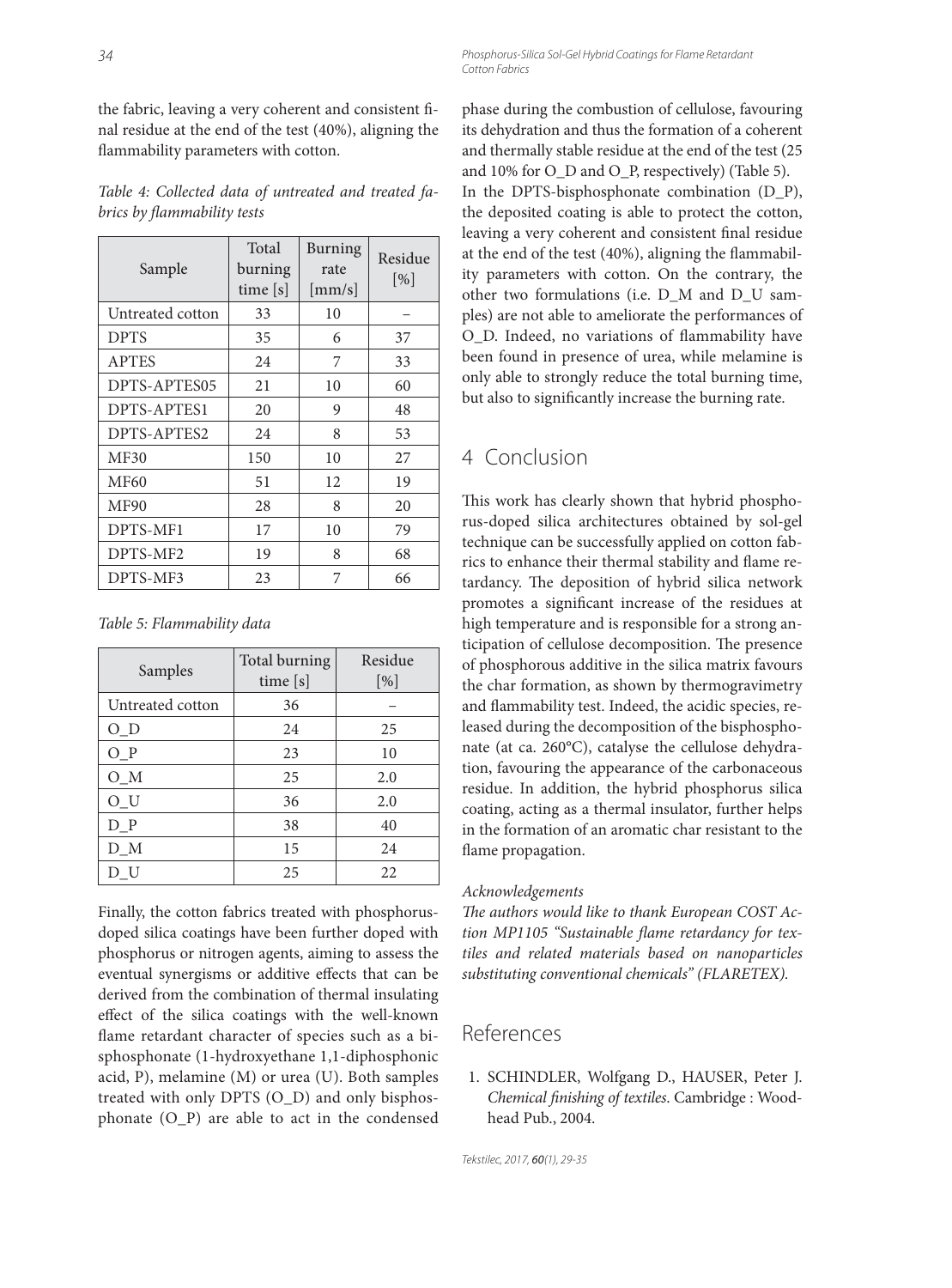the fabric, leaving a very coherent and consistent final residue at the end of the test (40%), aligning the flammability parameters with cotton.

*Table 4: Collected data of untreated and treated fabrics by flammability tests*

| Sample | Total burning time [s] | Burning rate [mm/s] | Residue [%] |
|---|---|---|---|
| Untreated cotton | 33 | 10 | – |
| DPTS | 35 | 6 | 37 |
| APTES | 24 | 7 | 33 |
| DPTS-APTES05 | 21 | 10 | 60 |
| DPTS-APTES1 | 20 | 9 | 48 |
| DPTS-APTES2 | 24 | 8 | 53 |
| MF30 | 150 | 10 | 27 |
| MF60 | 51 | 12 | 19 |
| MF90 | 28 | 8 | 20 |
| DPTS-MF1 | 17 | 10 | 79 |
| DPTS-MF2 | 19 | 8 | 68 |
| DPTS-MF3 | 23 | 7 | 66 |

*Table 5: Flammability data*

| Samples | Total burning time [s] | Residue [%] |
|---|---|---|
| Untreated cotton | 36 | – |
| O_D | 24 | 25 |
| O_P | 23 | 10 |
| O_M | 25 | 2.0 |
| O_U | 36 | 2.0 |
| D_P | 38 | 40 |
| D_M | 15 | 24 |
| D_U | 25 | 22 |

Finally, the cotton fabrics treated with phosphorus-doped silica coatings have been further doped with phosphorus or nitrogen agents, aiming to assess the eventual synergisms or additive effects that can be derived from the combination of thermal insulating effect of the silica coatings with the well-known flame retardant character of species such as a bisphosphonate (1-hydroxyethane 1,1-diphosphonic acid, P), melamine (M) or urea (U). Both samples treated with only DPTS (O_D) and only bisphosphonate (O_P) are able to act in the condensed phase during the combustion of cellulose, favouring its dehydration and thus the formation of a coherent and thermally stable residue at the end of the test (25 and 10% for O_D and O_P, respectively) (Table 5).
In the DPTS-bisphosphonate combination (D_P), the deposited coating is able to protect the cotton, leaving a very coherent and consistent final residue at the end of the test (40%), aligning the flammability parameters with cotton. On the contrary, the other two formulations (i.e. D_M and D_U samples) are not able to ameliorate the performances of O_D. Indeed, no variations of flammability have been found in presence of urea, while melamine is only able to strongly reduce the total burning time, but also to significantly increase the burning rate.

## 4 Conclusion

This work has clearly shown that hybrid phosphorus-doped silica architectures obtained by sol-gel technique can be successfully applied on cotton fabrics to enhance their thermal stability and flame retardancy. The deposition of hybrid silica network promotes a significant increase of the residues at high temperature and is responsible for a strong anticipation of cellulose decomposition. The presence of phosphorous additive in the silica matrix favours the char formation, as shown by thermogravimetry and flammability test. Indeed, the acidic species, released during the decomposition of the bisphosphonate (at ca. 260°C), catalyse the cellulose dehydration, favouring the appearance of the carbonaceous residue. In addition, the hybrid phosphorus silica coating, acting as a thermal insulator, further helps in the formation of an aromatic char resistant to the flame propagation.

*Acknowledgements*

*The authors would like to thank European COST Action MP1105 "Sustainable flame retardancy for textiles and related materials based on nanoparticles substituting conventional chemicals" (FLARETEX).*

## References

1. SCHINDLER, Wolfgang D., HAUSER, Peter J. *Chemical finishing of textiles*. Cambridge : Woodhead Pub., 2004.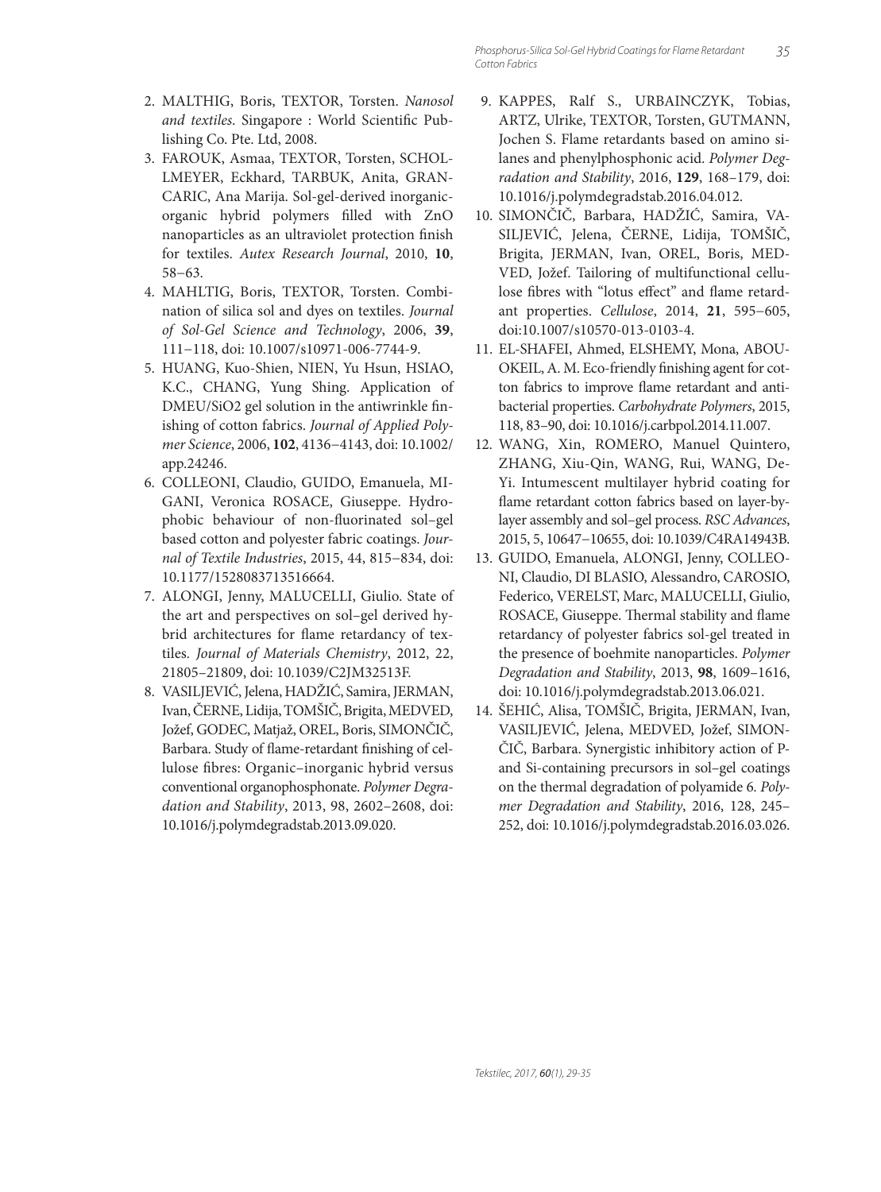2. MALTHIG, Boris, TEXTOR, Torsten. *Nanosol and textiles*. Singapore : World Scientific Publishing Co. Pte. Ltd, 2008.
3. FAROUK, Asmaa, TEXTOR, Torsten, SCHOLLMEYER, Eckhard, TARBUK, Anita, GRANCARIC, Ana Marija. Sol-gel-derived inorganic-organic hybrid polymers filled with ZnO nanoparticles as an ultraviolet protection finish for textiles. *Autex Research Journal*, 2010, **10**, 58−63.
4. MAHLTIG, Boris, TEXTOR, Torsten. Combination of silica sol and dyes on textiles. *Journal of Sol-Gel Science and Technology*, 2006, **39**, 111−118, doi: 10.1007/s10971-006-7744-9.
5. HUANG, Kuo-Shien, NIEN, Yu Hsun, HSIAO, K.C., CHANG, Yung Shing. Application of DMEU/SiO2 gel solution in the antiwrinkle finishing of cotton fabrics. *Journal of Applied Polymer Science*, 2006, **102**, 4136−4143, doi: 10.1002/app.24246.
6. COLLEONI, Claudio, GUIDO, Emanuela, MIGANI, Veronica ROSACE, Giuseppe. Hydrophobic behaviour of non-fluorinated sol–gel based cotton and polyester fabric coatings. *Journal of Textile Industries*, 2015, 44, 815−834, doi: 10.1177/1528083713516664.
7. ALONGI, Jenny, MALUCELLI, Giulio. State of the art and perspectives on sol–gel derived hybrid architectures for flame retardancy of textiles. *Journal of Materials Chemistry*, 2012, 22, 21805−21809, doi: 10.1039/C2JM32513F.
8. VASILJEVIĆ, Jelena, HADŽIĆ, Samira, JERMAN, Ivan, ČERNE, Lidija, TOMŠIČ, Brigita, MEDVED, Jožef, GODEC, Matjaž, OREL, Boris, SIMONČIČ, Barbara. Study of flame-retardant finishing of cellulose fibres: Organic–inorganic hybrid versus conventional organophosphonate. *Polymer Degradation and Stability*, 2013, 98, 2602−2608, doi: 10.1016/j.polymdegradstab.2013.09.020.
9. KAPPES, Ralf S., URBAINCZYK, Tobias, ARTZ, Ulrike, TEXTOR, Torsten, GUTMANN, Jochen S. Flame retardants based on amino silanes and phenylphosphonic acid. *Polymer Degradation and Stability*, 2016, **129**, 168−179, doi: 10.1016/j.polymdegradstab.2016.04.012.
10. SIMONČIČ, Barbara, HADŽIĆ, Samira, VASILJEVIĆ, Jelena, ČERNE, Lidija, TOMŠIČ, Brigita, JERMAN, Ivan, OREL, Boris, MEDVED, Jožef. Tailoring of multifunctional cellulose fibres with "lotus effect" and flame retardant properties. *Cellulose*, 2014, **21**, 595−605, doi:10.1007/s10570-013-0103-4.
11. EL-SHAFEI, Ahmed, ELSHEMY, Mona, ABOU-OKEIL, A. M. Eco-friendly finishing agent for cotton fabrics to improve flame retardant and antibacterial properties. *Carbohydrate Polymers*, 2015, 118, 83–90, doi: 10.1016/j.carbpol.2014.11.007.
12. WANG, Xin, ROMERO, Manuel Quintero, ZHANG, Xiu-Qin, WANG, Rui, WANG, De-Yi. Intumescent multilayer hybrid coating for flame retardant cotton fabrics based on layer-by-layer assembly and sol–gel process. *RSC Advances*, 2015, 5, 10647−10655, doi: 10.1039/C4RA14943B.
13. GUIDO, Emanuela, ALONGI, Jenny, COLLEONI, Claudio, DI BLASIO, Alessandro, CAROSIO, Federico, VERELST, Marc, MALUCELLI, Giulio, ROSACE, Giuseppe. Thermal stability and flame retardancy of polyester fabrics sol-gel treated in the presence of boehmite nanoparticles. *Polymer Degradation and Stability*, 2013, **98**, 1609−1616, doi: 10.1016/j.polymdegradstab.2013.06.021.
14. ŠEHIĆ, Alisa, TOMŠIČ, Brigita, JERMAN, Ivan, VASILJEVIĆ, Jelena, MEDVED, Jožef, SIMONČIČ, Barbara. Synergistic inhibitory action of P- and Si-containing precursors in sol–gel coatings on the thermal degradation of polyamide 6. *Polymer Degradation and Stability*, 2016, 128, 245−252, doi: 10.1016/j.polymdegradstab.2016.03.026.